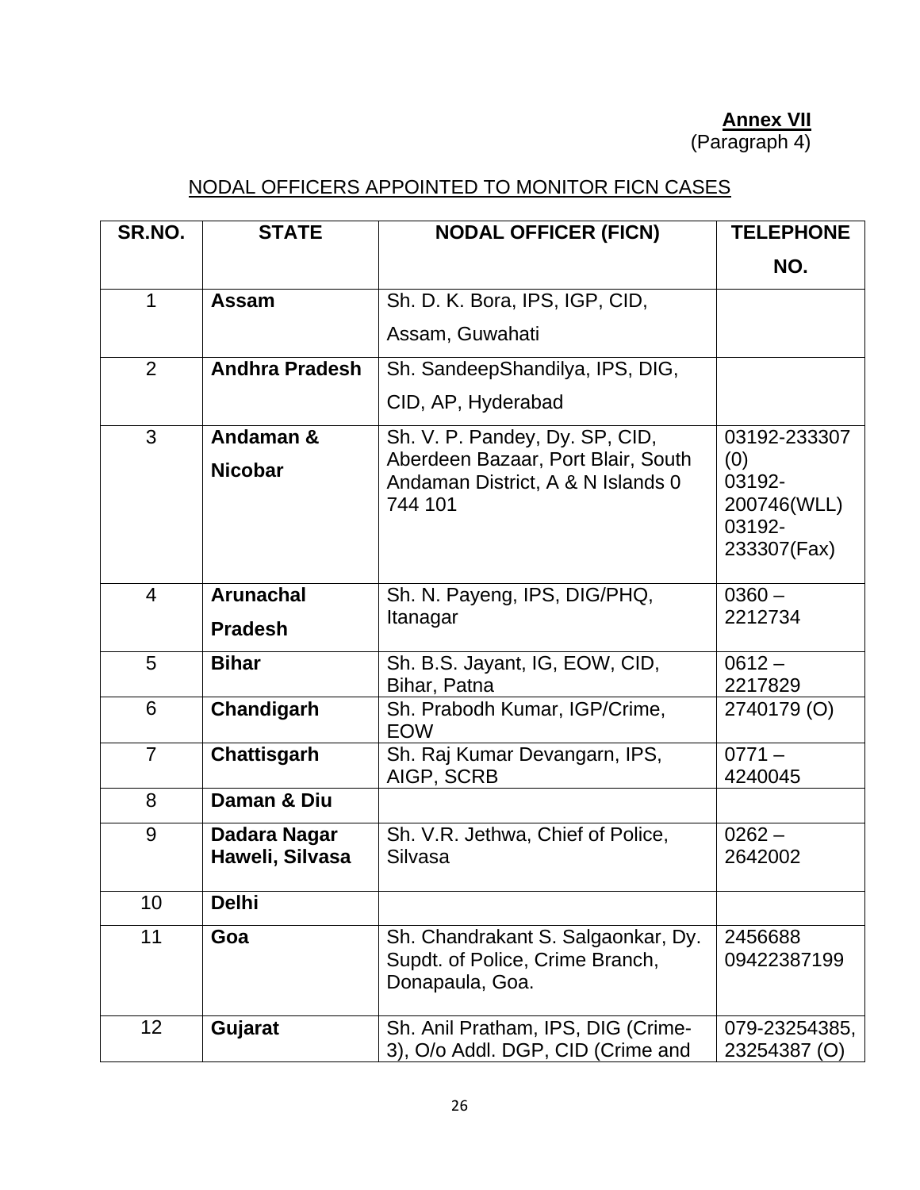**Annex VII**
(Paragraph 4)

## NODAL OFFICERS APPOINTED TO MONITOR FICN CASES

| SR.NO. | STATE | NODAL OFFICER (FICN) | TELEPHONE NO. |
|---|---|---|---|
| 1 | **Assam** | Sh. D. K. Bora, IPS, IGP, CID, Assam, Guwahati | |
| 2 | **Andhra Pradesh** | Sh. SandeepShandilya, IPS, DIG, CID, AP, Hyderabad | |
| 3 | **Andaman & Nicobar** | Sh. V. P. Pandey, Dy. SP, CID, Aberdeen Bazaar, Port Blair, South Andaman District, A & N Islands 0 744 101 | 03192-233307 (0) 03192-200746(WLL) 03192-233307(Fax) |
| 4 | **Arunachal Pradesh** | Sh. N. Payeng, IPS, DIG/PHQ, Itanagar | 0360 – 2212734 |
| 5 | **Bihar** | Sh. B.S. Jayant, IG, EOW, CID, Bihar, Patna | 0612 – 2217829 |
| 6 | **Chandigarh** | Sh. Prabodh Kumar, IGP/Crime, EOW | 2740179 (O) |
| 7 | **Chattisgarh** | Sh. Raj Kumar Devangarn, IPS, AIGP, SCRB | 0771 – 4240045 |
| 8 | **Daman & Diu** | | |
| 9 | **Dadara Nagar Haweli, Silvasa** | Sh. V.R. Jethwa, Chief of Police, Silvasa | 0262 – 2642002 |
| 10 | **Delhi** | | |
| 11 | **Goa** | Sh. Chandrakant S. Salgaonkar, Dy. Supdt. of Police, Crime Branch, Donapaula, Goa. | 2456688 09422387199 |
| 12 | **Gujarat** | Sh. Anil Pratham, IPS, DIG (Crime-3), O/o Addl. DGP, CID (Crime and | 079-23254385, 23254387 (O) |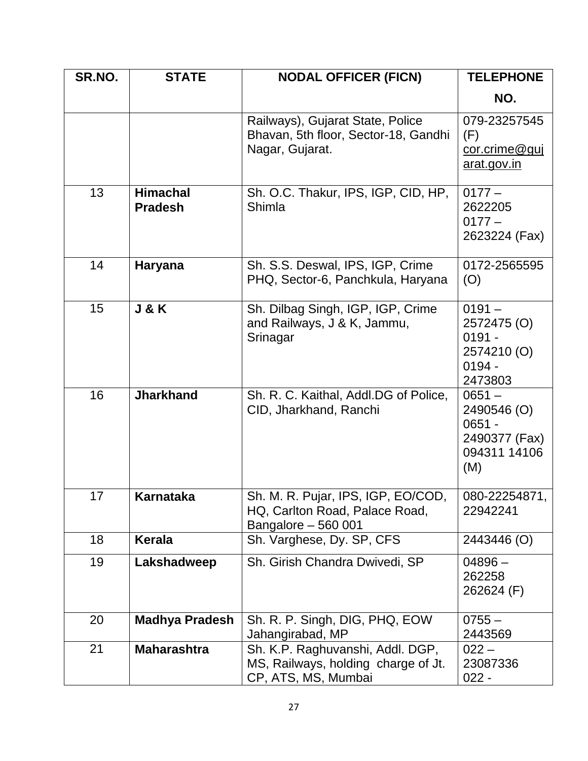| SR.NO. | STATE | NODAL OFFICER (FICN) | TELEPHONE NO. |
|---|---|---|---|
| | | Railways), Gujarat State, Police Bhavan, 5th floor, Sector-18, Gandhi Nagar, Gujarat. | 079-23257545 (F) cor.crime@gujarat.gov.in |
| 13 | **Himachal Pradesh** | Sh. O.C. Thakur, IPS, IGP, CID, HP, Shimla | 0177 – 2622205 0177 – 2623224 (Fax) |
| 14 | **Haryana** | Sh. S.S. Deswal, IPS, IGP, Crime PHQ, Sector-6, Panchkula, Haryana | 0172-2565595 (O) |
| 15 | **J & K** | Sh. Dilbag Singh, IGP, IGP, Crime and Railways, J & K, Jammu, Srinagar | 0191 – 2572475 (O) 0191 - 2574210 (O) 0194 - 2473803 |
| 16 | **Jharkhand** | Sh. R. C. Kaithal, Addl.DG of Police, CID, Jharkhand, Ranchi | 0651 – 2490546 (O) 0651 - 2490377 (Fax) 094311 14106 (M) |
| 17 | **Karnataka** | Sh. M. R. Pujar, IPS, IGP, EO/COD, HQ, Carlton Road, Palace Road, Bangalore – 560 001 | 080-22254871, 22942241 |
| 18 | **Kerala** | Sh. Varghese, Dy. SP, CFS | 2443446 (O) |
| 19 | **Lakshadweep** | Sh. Girish Chandra Dwivedi, SP | 04896 – 262258 262624 (F) |
| 20 | **Madhya Pradesh** | Sh. R. P. Singh, DIG, PHQ, EOW Jahangirabad, MP | 0755 – 2443569 |
| 21 | **Maharashtra** | Sh. K.P. Raghuvanshi, Addl. DGP, MS, Railways, holding charge of Jt. CP, ATS, MS, Mumbai | 022 – 23087336 022 - |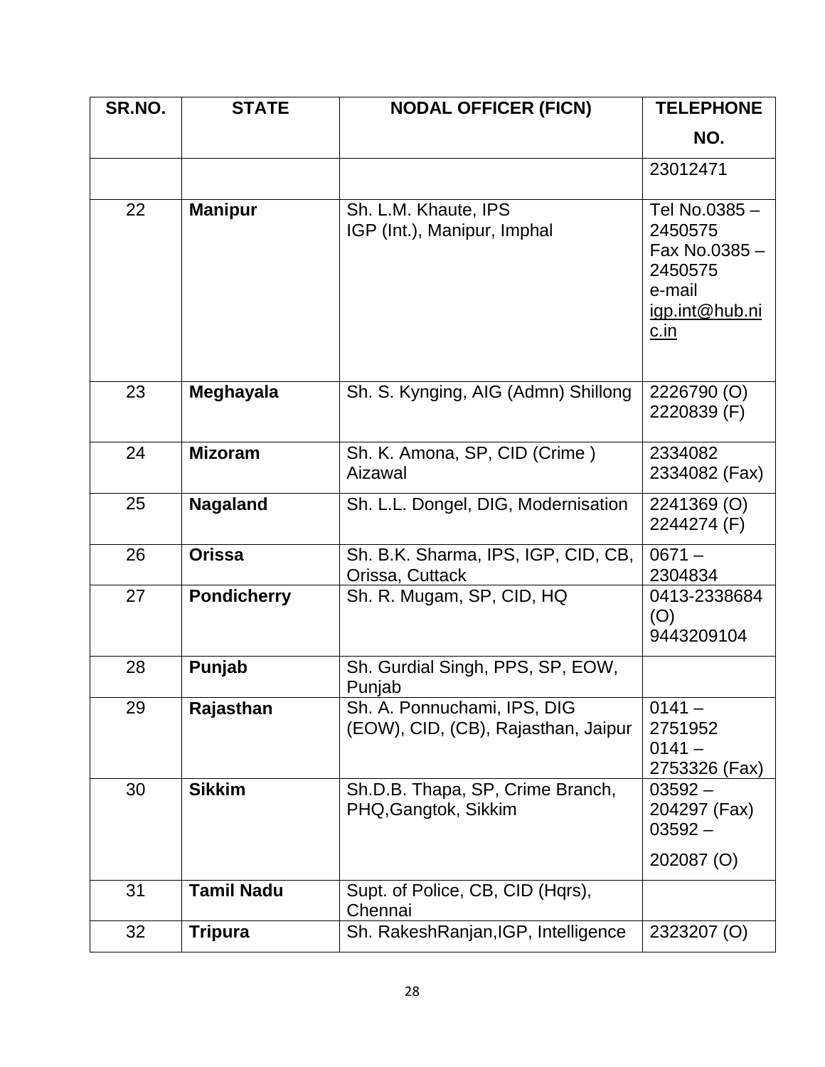| SR.NO. | STATE | NODAL OFFICER (FICN) | TELEPHONE NO. |
|---|---|---|---|
| | | | 23012471 |
| 22 | **Manipur** | Sh. L.M. Khaute, IPS<br>IGP (Int.), Manipur, Imphal | Tel No.0385 – 2450575<br>Fax No.0385 – 2450575<br>e-mail igp.int@hub.nic.in |
| 23 | **Meghayala** | Sh. S. Kynging, AIG (Admn) Shillong | 2226790 (O)<br>2220839 (F) |
| 24 | **Mizoram** | Sh. K. Amona, SP, CID (Crime ) Aizawal | 2334082<br>2334082 (Fax) |
| 25 | **Nagaland** | Sh. L.L. Dongel, DIG, Modernisation | 2241369 (O)<br>2244274 (F) |
| 26 | **Orissa** | Sh. B.K. Sharma, IPS, IGP, CID, CB, Orissa, Cuttack | 0671 – 2304834 |
| 27 | **Pondicherry** | Sh. R. Mugam, SP, CID, HQ | 0413-2338684 (O)<br>9443209104 |
| 28 | **Punjab** | Sh. Gurdial Singh, PPS, SP, EOW, Punjab | |
| 29 | **Rajasthan** | Sh. A. Ponnuchami, IPS, DIG (EOW), CID, (CB), Rajasthan, Jaipur | 0141 – 2751952<br>0141 – 2753326 (Fax) |
| 30 | **Sikkim** | Sh.D.B. Thapa, SP, Crime Branch, PHQ,Gangtok, Sikkim | 03592 – 204297 (Fax)<br>03592 – 202087 (O) |
| 31 | **Tamil Nadu** | Supt. of Police, CB, CID (Hqrs), Chennai | |
| 32 | **Tripura** | Sh. RakeshRanjan,IGP, Intelligence | 2323207 (O) |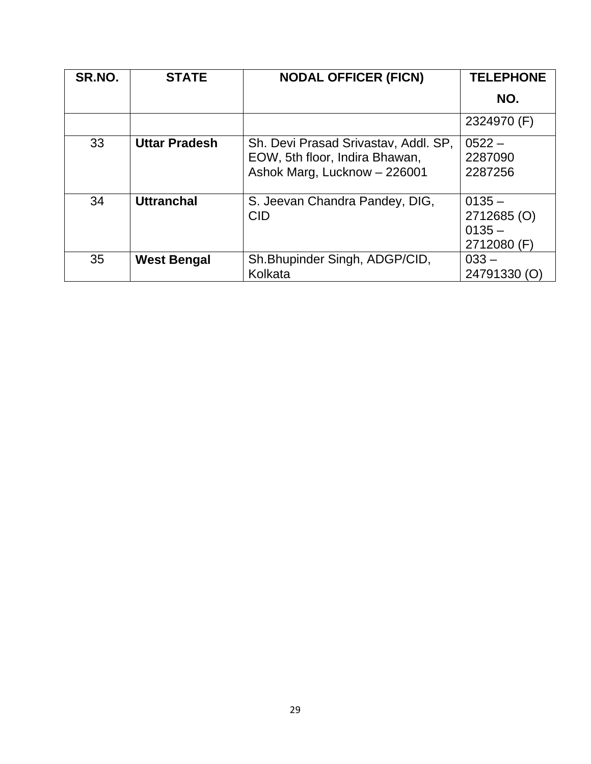| SR.NO. | STATE | NODAL OFFICER (FICN) | TELEPHONE NO. |
|---|---|---|---|
| | | | 2324970 (F) |
| 33 | **Uttar Pradesh** | Sh. Devi Prasad Srivastav, Addl. SP, EOW, 5th floor, Indira Bhawan, Ashok Marg, Lucknow – 226001 | 0522 – 2287090 2287256 |
| 34 | **Uttranchal** | S. Jeevan Chandra Pandey, DIG, CID | 0135 – 2712685 (O) 0135 – 2712080 (F) |
| 35 | **West Bengal** | Sh.Bhupinder Singh, ADGP/CID, Kolkata | 033 – 24791330 (O) |